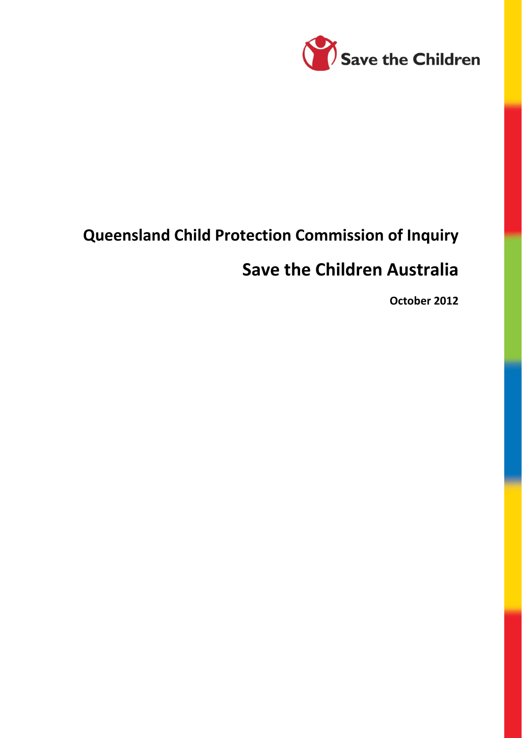Save the Children

# Queensland Child Protection Commission of Inquiry

## Save the Children Australia

**October 2012**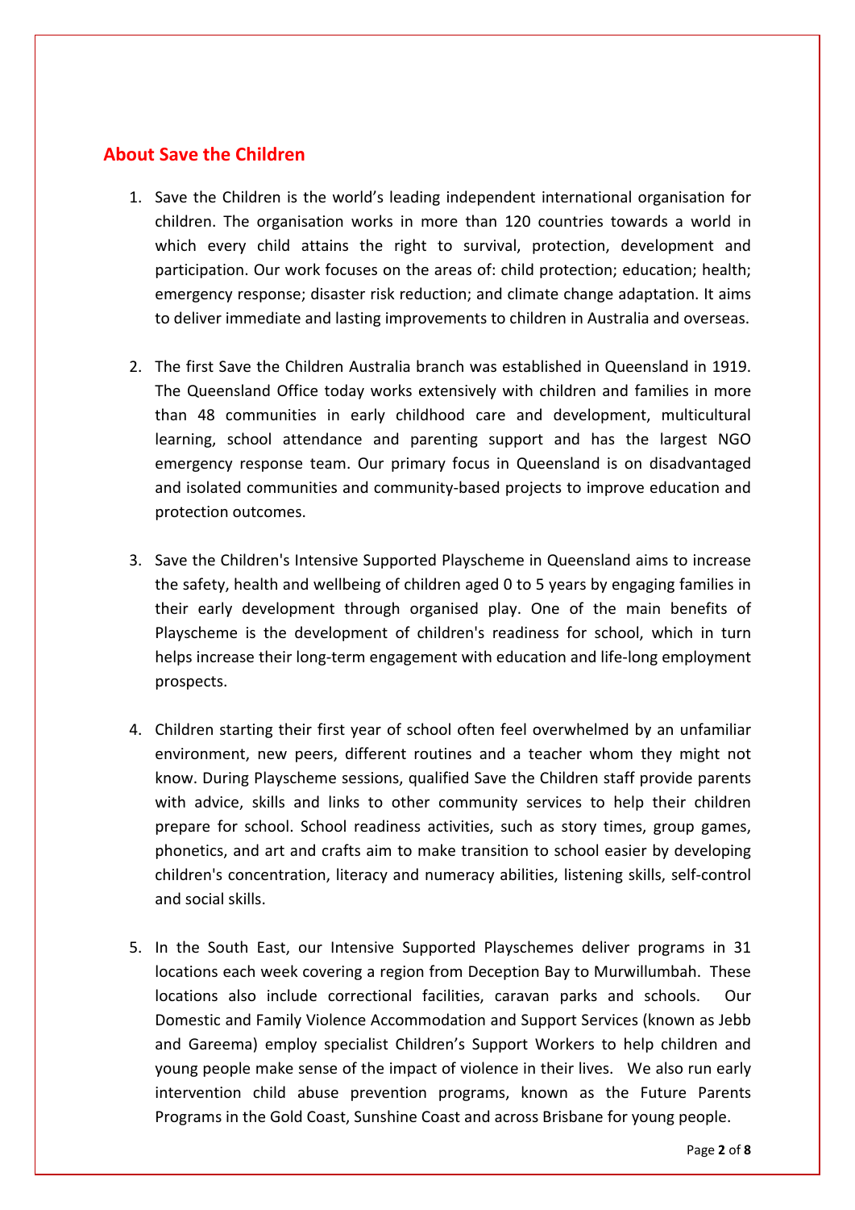## About Save the Children

1. Save the Children is the world's leading independent international organisation for children. The organisation works in more than 120 countries towards a world in which every child attains the right to survival, protection, development and participation. Our work focuses on the areas of: child protection; education; health; emergency response; disaster risk reduction; and climate change adaptation. It aims to deliver immediate and lasting improvements to children in Australia and overseas.

2. The first Save the Children Australia branch was established in Queensland in 1919. The Queensland Office today works extensively with children and families in more than 48 communities in early childhood care and development, multicultural learning, school attendance and parenting support and has the largest NGO emergency response team. Our primary focus in Queensland is on disadvantaged and isolated communities and community-based projects to improve education and protection outcomes.

3. Save the Children's Intensive Supported Playscheme in Queensland aims to increase the safety, health and wellbeing of children aged 0 to 5 years by engaging families in their early development through organised play. One of the main benefits of Playscheme is the development of children's readiness for school, which in turn helps increase their long-term engagement with education and life-long employment prospects.

4. Children starting their first year of school often feel overwhelmed by an unfamiliar environment, new peers, different routines and a teacher whom they might not know. During Playscheme sessions, qualified Save the Children staff provide parents with advice, skills and links to other community services to help their children prepare for school. School readiness activities, such as story times, group games, phonetics, and art and crafts aim to make transition to school easier by developing children's concentration, literacy and numeracy abilities, listening skills, self-control and social skills.

5. In the South East, our Intensive Supported Playschemes deliver programs in 31 locations each week covering a region from Deception Bay to Murwillumbah. These locations also include correctional facilities, caravan parks and schools. Our Domestic and Family Violence Accommodation and Support Services (known as Jebb and Gareema) employ specialist Children's Support Workers to help children and young people make sense of the impact of violence in their lives. We also run early intervention child abuse prevention programs, known as the Future Parents Programs in the Gold Coast, Sunshine Coast and across Brisbane for young people.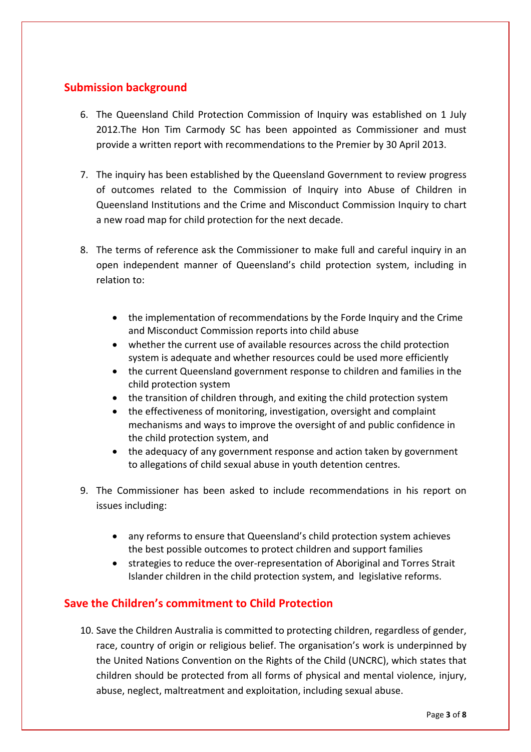## Submission background

6. The Queensland Child Protection Commission of Inquiry was established on 1 July 2012.The Hon Tim Carmody SC has been appointed as Commissioner and must provide a written report with recommendations to the Premier by 30 April 2013.

7. The inquiry has been established by the Queensland Government to review progress of outcomes related to the Commission of Inquiry into Abuse of Children in Queensland Institutions and the Crime and Misconduct Commission Inquiry to chart a new road map for child protection for the next decade.

8. The terms of reference ask the Commissioner to make full and careful inquiry in an open independent manner of Queensland's child protection system, including in relation to:

   - the implementation of recommendations by the Forde Inquiry and the Crime and Misconduct Commission reports into child abuse
   - whether the current use of available resources across the child protection system is adequate and whether resources could be used more efficiently
   - the current Queensland government response to children and families in the child protection system
   - the transition of children through, and exiting the child protection system
   - the effectiveness of monitoring, investigation, oversight and complaint mechanisms and ways to improve the oversight of and public confidence in the child protection system, and
   - the adequacy of any government response and action taken by government to allegations of child sexual abuse in youth detention centres.

9. The Commissioner has been asked to include recommendations in his report on issues including:

   - any reforms to ensure that Queensland's child protection system achieves the best possible outcomes to protect children and support families
   - strategies to reduce the over-representation of Aboriginal and Torres Strait Islander children in the child protection system, and legislative reforms.

## Save the Children's commitment to Child Protection

10. Save the Children Australia is committed to protecting children, regardless of gender, race, country of origin or religious belief. The organisation's work is underpinned by the United Nations Convention on the Rights of the Child (UNCRC), which states that children should be protected from all forms of physical and mental violence, injury, abuse, neglect, maltreatment and exploitation, including sexual abuse.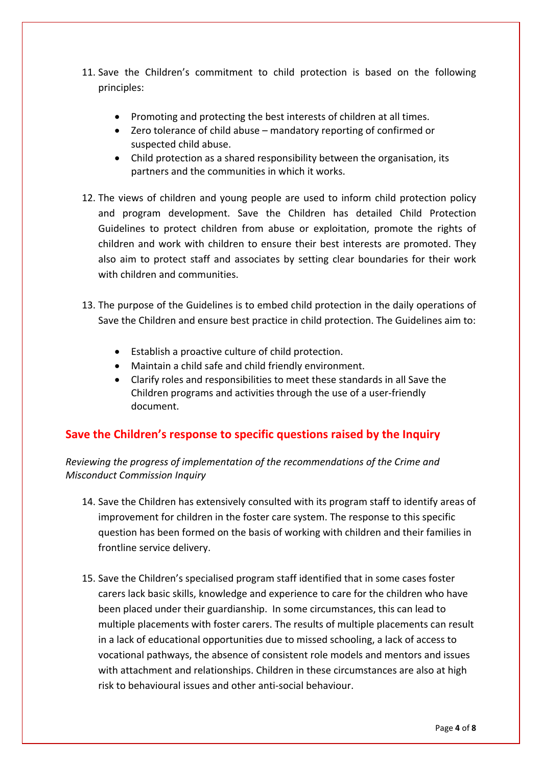11. Save the Children's commitment to child protection is based on the following principles:

    - Promoting and protecting the best interests of children at all times.
    - Zero tolerance of child abuse – mandatory reporting of confirmed or suspected child abuse.
    - Child protection as a shared responsibility between the organisation, its partners and the communities in which it works.

12. The views of children and young people are used to inform child protection policy and program development. Save the Children has detailed Child Protection Guidelines to protect children from abuse or exploitation, promote the rights of children and work with children to ensure their best interests are promoted. They also aim to protect staff and associates by setting clear boundaries for their work with children and communities.

13. The purpose of the Guidelines is to embed child protection in the daily operations of Save the Children and ensure best practice in child protection. The Guidelines aim to:

    - Establish a proactive culture of child protection.
    - Maintain a child safe and child friendly environment.
    - Clarify roles and responsibilities to meet these standards in all Save the Children programs and activities through the use of a user-friendly document.

## Save the Children's response to specific questions raised by the Inquiry

*Reviewing the progress of implementation of the recommendations of the Crime and Misconduct Commission Inquiry*

14. Save the Children has extensively consulted with its program staff to identify areas of improvement for children in the foster care system. The response to this specific question has been formed on the basis of working with children and their families in frontline service delivery.

15. Save the Children's specialised program staff identified that in some cases foster carers lack basic skills, knowledge and experience to care for the children who have been placed under their guardianship. In some circumstances, this can lead to multiple placements with foster carers. The results of multiple placements can result in a lack of educational opportunities due to missed schooling, a lack of access to vocational pathways, the absence of consistent role models and mentors and issues with attachment and relationships. Children in these circumstances are also at high risk to behavioural issues and other anti-social behaviour.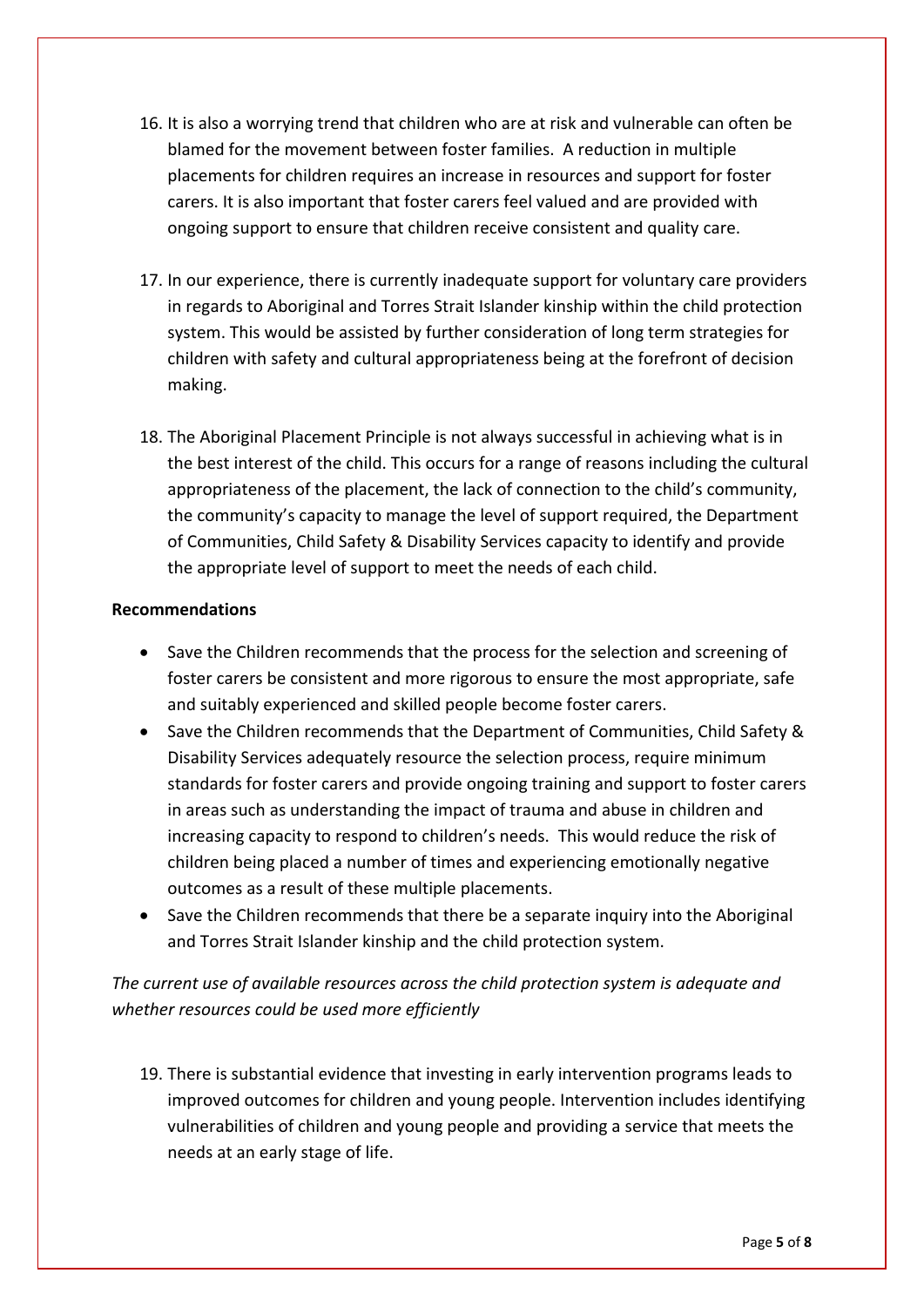16. It is also a worrying trend that children who are at risk and vulnerable can often be blamed for the movement between foster families. A reduction in multiple placements for children requires an increase in resources and support for foster carers. It is also important that foster carers feel valued and are provided with ongoing support to ensure that children receive consistent and quality care.

17. In our experience, there is currently inadequate support for voluntary care providers in regards to Aboriginal and Torres Strait Islander kinship within the child protection system. This would be assisted by further consideration of long term strategies for children with safety and cultural appropriateness being at the forefront of decision making.

18. The Aboriginal Placement Principle is not always successful in achieving what is in the best interest of the child. This occurs for a range of reasons including the cultural appropriateness of the placement, the lack of connection to the child's community, the community's capacity to manage the level of support required, the Department of Communities, Child Safety & Disability Services capacity to identify and provide the appropriate level of support to meet the needs of each child.

**Recommendations**

- Save the Children recommends that the process for the selection and screening of foster carers be consistent and more rigorous to ensure the most appropriate, safe and suitably experienced and skilled people become foster carers.
- Save the Children recommends that the Department of Communities, Child Safety & Disability Services adequately resource the selection process, require minimum standards for foster carers and provide ongoing training and support to foster carers in areas such as understanding the impact of trauma and abuse in children and increasing capacity to respond to children's needs. This would reduce the risk of children being placed a number of times and experiencing emotionally negative outcomes as a result of these multiple placements.
- Save the Children recommends that there be a separate inquiry into the Aboriginal and Torres Strait Islander kinship and the child protection system.

*The current use of available resources across the child protection system is adequate and whether resources could be used more efficiently*

19. There is substantial evidence that investing in early intervention programs leads to improved outcomes for children and young people. Intervention includes identifying vulnerabilities of children and young people and providing a service that meets the needs at an early stage of life.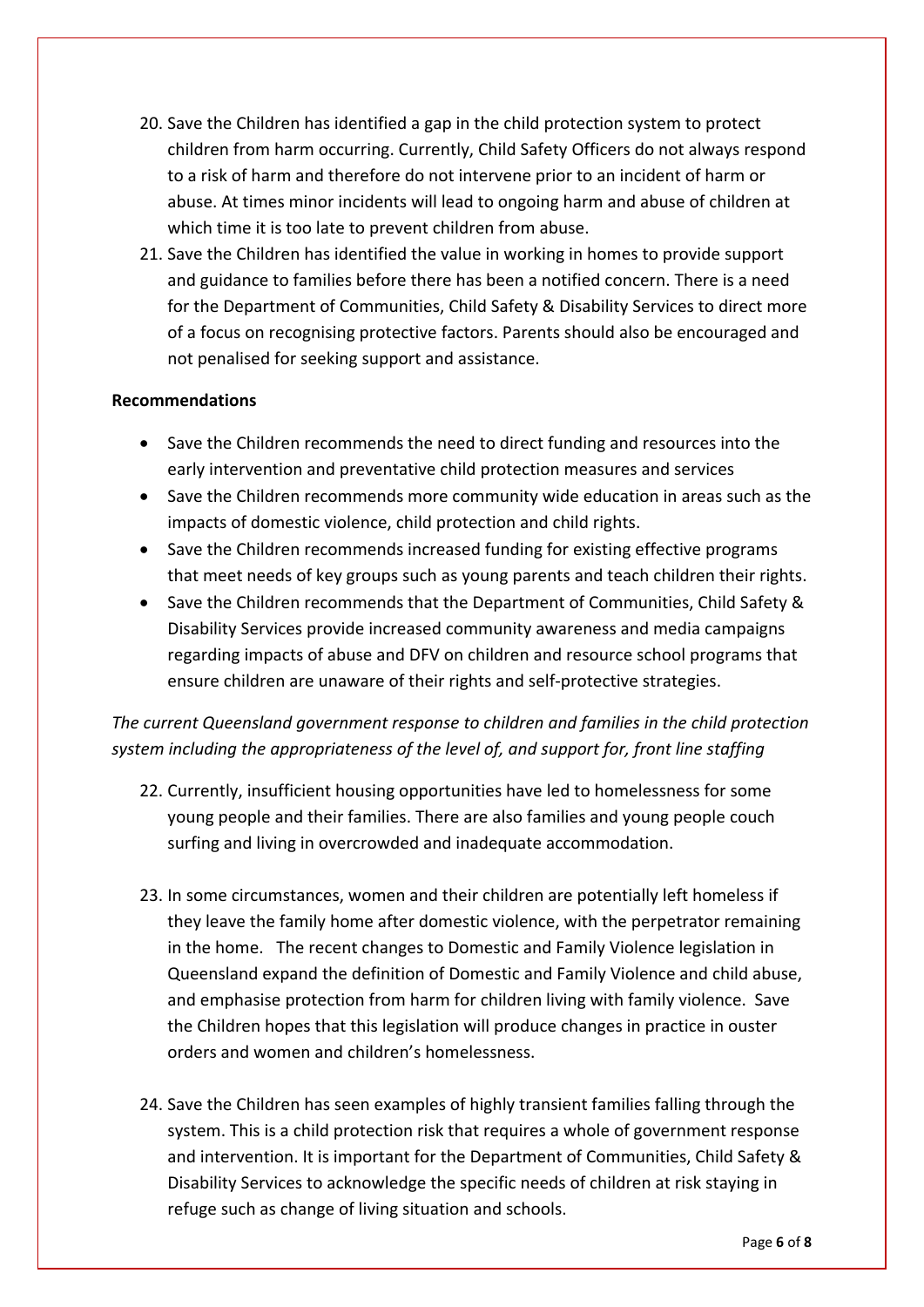20. Save the Children has identified a gap in the child protection system to protect children from harm occurring. Currently, Child Safety Officers do not always respond to a risk of harm and therefore do not intervene prior to an incident of harm or abuse. At times minor incidents will lead to ongoing harm and abuse of children at which time it is too late to prevent children from abuse.
21. Save the Children has identified the value in working in homes to provide support and guidance to families before there has been a notified concern. There is a need for the Department of Communities, Child Safety & Disability Services to direct more of a focus on recognising protective factors. Parents should also be encouraged and not penalised for seeking support and assistance.

**Recommendations**

- Save the Children recommends the need to direct funding and resources into the early intervention and preventative child protection measures and services
- Save the Children recommends more community wide education in areas such as the impacts of domestic violence, child protection and child rights.
- Save the Children recommends increased funding for existing effective programs that meet needs of key groups such as young parents and teach children their rights.
- Save the Children recommends that the Department of Communities, Child Safety & Disability Services provide increased community awareness and media campaigns regarding impacts of abuse and DFV on children and resource school programs that ensure children are unaware of their rights and self-protective strategies.

*The current Queensland government response to children and families in the child protection system including the appropriateness of the level of, and support for, front line staffing*

22. Currently, insufficient housing opportunities have led to homelessness for some young people and their families. There are also families and young people couch surfing and living in overcrowded and inadequate accommodation.

23. In some circumstances, women and their children are potentially left homeless if they leave the family home after domestic violence, with the perpetrator remaining in the home. The recent changes to Domestic and Family Violence legislation in Queensland expand the definition of Domestic and Family Violence and child abuse, and emphasise protection from harm for children living with family violence. Save the Children hopes that this legislation will produce changes in practice in ouster orders and women and children's homelessness.

24. Save the Children has seen examples of highly transient families falling through the system. This is a child protection risk that requires a whole of government response and intervention. It is important for the Department of Communities, Child Safety & Disability Services to acknowledge the specific needs of children at risk staying in refuge such as change of living situation and schools.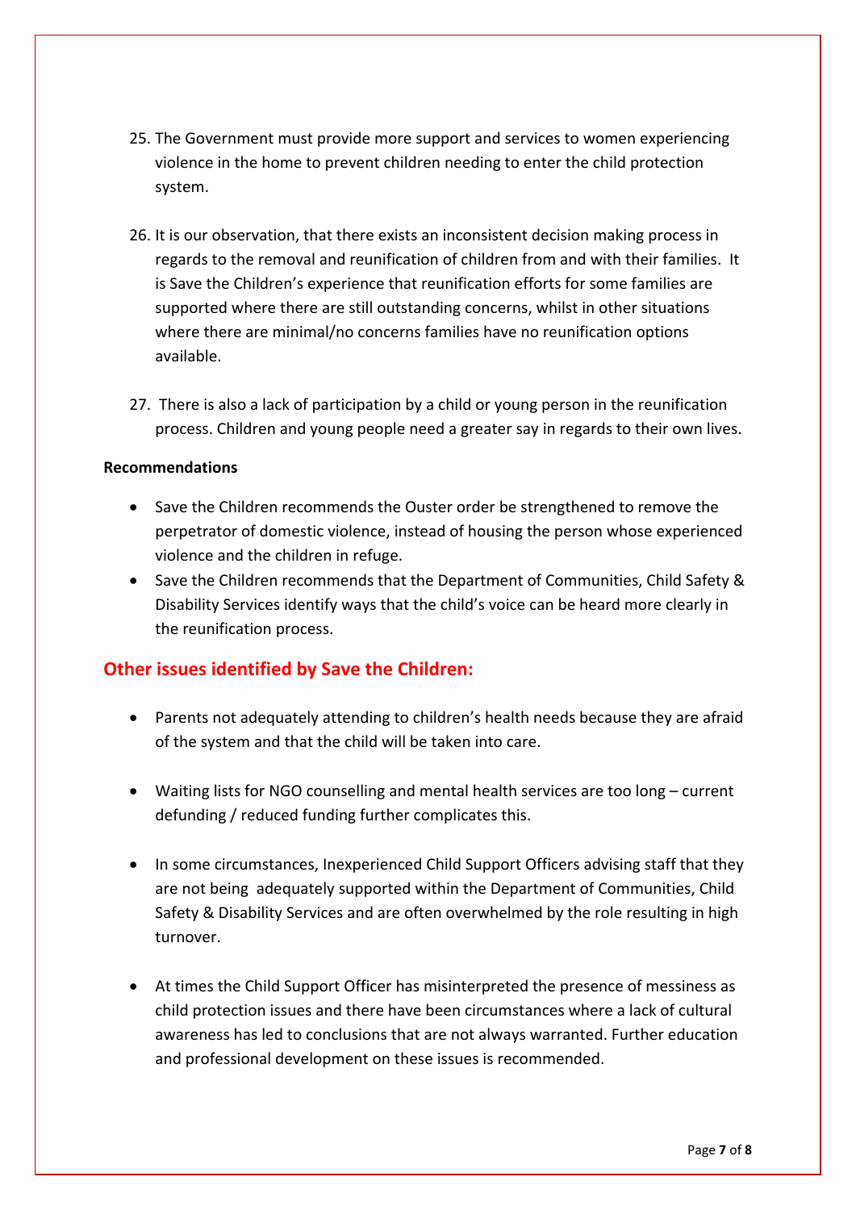25. The Government must provide more support and services to women experiencing violence in the home to prevent children needing to enter the child protection system.

26. It is our observation, that there exists an inconsistent decision making process in regards to the removal and reunification of children from and with their families. It is Save the Children's experience that reunification efforts for some families are supported where there are still outstanding concerns, whilst in other situations where there are minimal/no concerns families have no reunification options available.

27. There is also a lack of participation by a child or young person in the reunification process. Children and young people need a greater say in regards to their own lives.

**Recommendations**

- Save the Children recommends the Ouster order be strengthened to remove the perpetrator of domestic violence, instead of housing the person whose experienced violence and the children in refuge.
- Save the Children recommends that the Department of Communities, Child Safety & Disability Services identify ways that the child's voice can be heard more clearly in the reunification process.

## Other issues identified by Save the Children:

- Parents not adequately attending to children's health needs because they are afraid of the system and that the child will be taken into care.

- Waiting lists for NGO counselling and mental health services are too long – current defunding / reduced funding further complicates this.

- In some circumstances, Inexperienced Child Support Officers advising staff that they are not being adequately supported within the Department of Communities, Child Safety & Disability Services and are often overwhelmed by the role resulting in high turnover.

- At times the Child Support Officer has misinterpreted the presence of messiness as child protection issues and there have been circumstances where a lack of cultural awareness has led to conclusions that are not always warranted. Further education and professional development on these issues is recommended.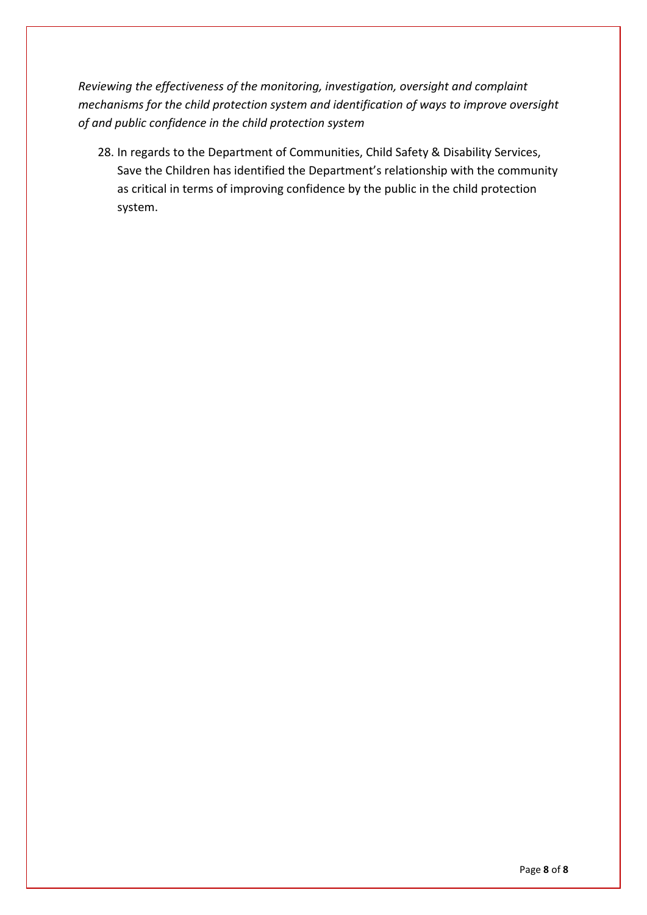*Reviewing the effectiveness of the monitoring, investigation, oversight and complaint mechanisms for the child protection system and identification of ways to improve oversight of and public confidence in the child protection system*

28. In regards to the Department of Communities, Child Safety & Disability Services, Save the Children has identified the Department's relationship with the community as critical in terms of improving confidence by the public in the child protection system.